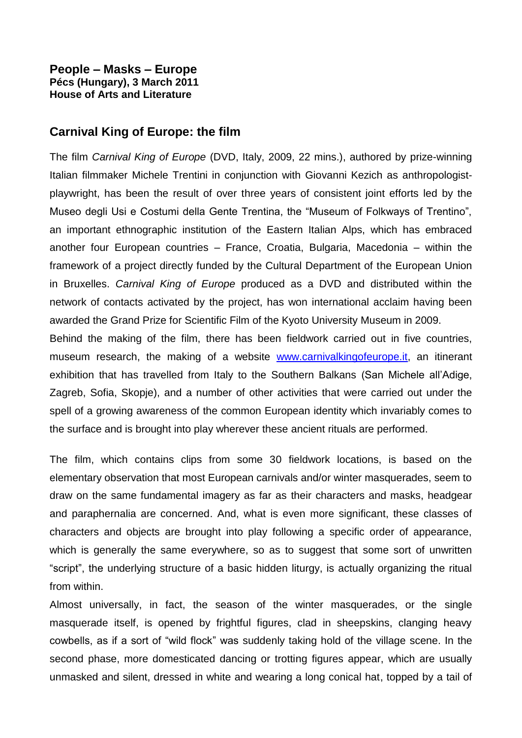**People – Masks – Europe**
**Pécs (Hungary), 3 March 2011**
**House of Arts and Literature**

## Carnival King of Europe: the film

The film *Carnival King of Europe* (DVD, Italy, 2009, 22 mins.), authored by prize-winning Italian filmmaker Michele Trentini in conjunction with Giovanni Kezich as anthropologist-playwright, has been the result of over three years of consistent joint efforts led by the Museo degli Usi e Costumi della Gente Trentina, the "Museum of Folkways of Trentino", an important ethnographic institution of the Eastern Italian Alps, which has embraced another four European countries – France, Croatia, Bulgaria, Macedonia – within the framework of a project directly funded by the Cultural Department of the European Union in Bruxelles. *Carnival King of Europe* produced as a DVD and distributed within the network of contacts activated by the project, has won international acclaim having been awarded the Grand Prize for Scientific Film of the Kyoto University Museum in 2009.

Behind the making of the film, there has been fieldwork carried out in five countries, museum research, the making of a website www.carnivalkingofeurope.it, an itinerant exhibition that has travelled from Italy to the Southern Balkans (San Michele all'Adige, Zagreb, Sofia, Skopje), and a number of other activities that were carried out under the spell of a growing awareness of the common European identity which invariably comes to the surface and is brought into play wherever these ancient rituals are performed.

The film, which contains clips from some 30 fieldwork locations, is based on the elementary observation that most European carnivals and/or winter masquerades, seem to draw on the same fundamental imagery as far as their characters and masks, headgear and paraphernalia are concerned. And, what is even more significant, these classes of characters and objects are brought into play following a specific order of appearance, which is generally the same everywhere, so as to suggest that some sort of unwritten "script", the underlying structure of a basic hidden liturgy, is actually organizing the ritual from within.

Almost universally, in fact, the season of the winter masquerades, or the single masquerade itself, is opened by frightful figures, clad in sheepskins, clanging heavy cowbells, as if a sort of "wild flock" was suddenly taking hold of the village scene. In the second phase, more domesticated dancing or trotting figures appear, which are usually unmasked and silent, dressed in white and wearing a long conical hat, topped by a tail of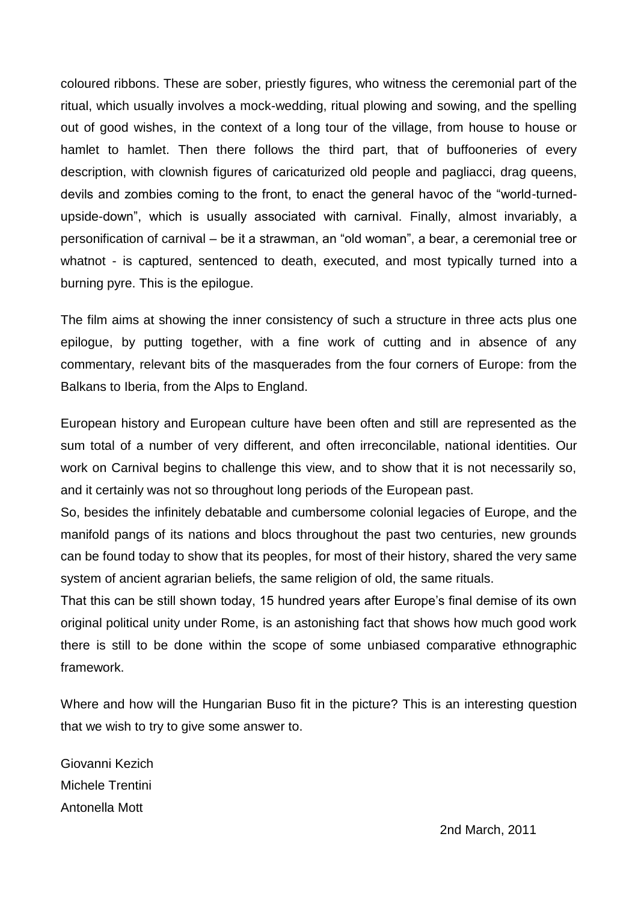coloured ribbons. These are sober, priestly figures, who witness the ceremonial part of the ritual, which usually involves a mock-wedding, ritual plowing and sowing, and the spelling out of good wishes, in the context of a long tour of the village, from house to house or hamlet to hamlet. Then there follows the third part, that of buffooneries of every description, with clownish figures of caricaturized old people and pagliacci, drag queens, devils and zombies coming to the front, to enact the general havoc of the "world-turned-upside-down", which is usually associated with carnival. Finally, almost invariably, a personification of carnival – be it a strawman, an "old woman", a bear, a ceremonial tree or whatnot - is captured, sentenced to death, executed, and most typically turned into a burning pyre. This is the epilogue.

The film aims at showing the inner consistency of such a structure in three acts plus one epilogue, by putting together, with a fine work of cutting and in absence of any commentary, relevant bits of the masquerades from the four corners of Europe: from the Balkans to Iberia, from the Alps to England.

European history and European culture have been often and still are represented as the sum total of a number of very different, and often irreconcilable, national identities. Our work on Carnival begins to challenge this view, and to show that it is not necessarily so, and it certainly was not so throughout long periods of the European past.

So, besides the infinitely debatable and cumbersome colonial legacies of Europe, and the manifold pangs of its nations and blocs throughout the past two centuries, new grounds can be found today to show that its peoples, for most of their history, shared the very same system of ancient agrarian beliefs, the same religion of old, the same rituals.

That this can be still shown today, 15 hundred years after Europe's final demise of its own original political unity under Rome, is an astonishing fact that shows how much good work there is still to be done within the scope of some unbiased comparative ethnographic framework.

Where and how will the Hungarian Buso fit in the picture? This is an interesting question that we wish to try to give some answer to.

Giovanni Kezich
Michele Trentini
Antonella Mott

2nd March, 2011